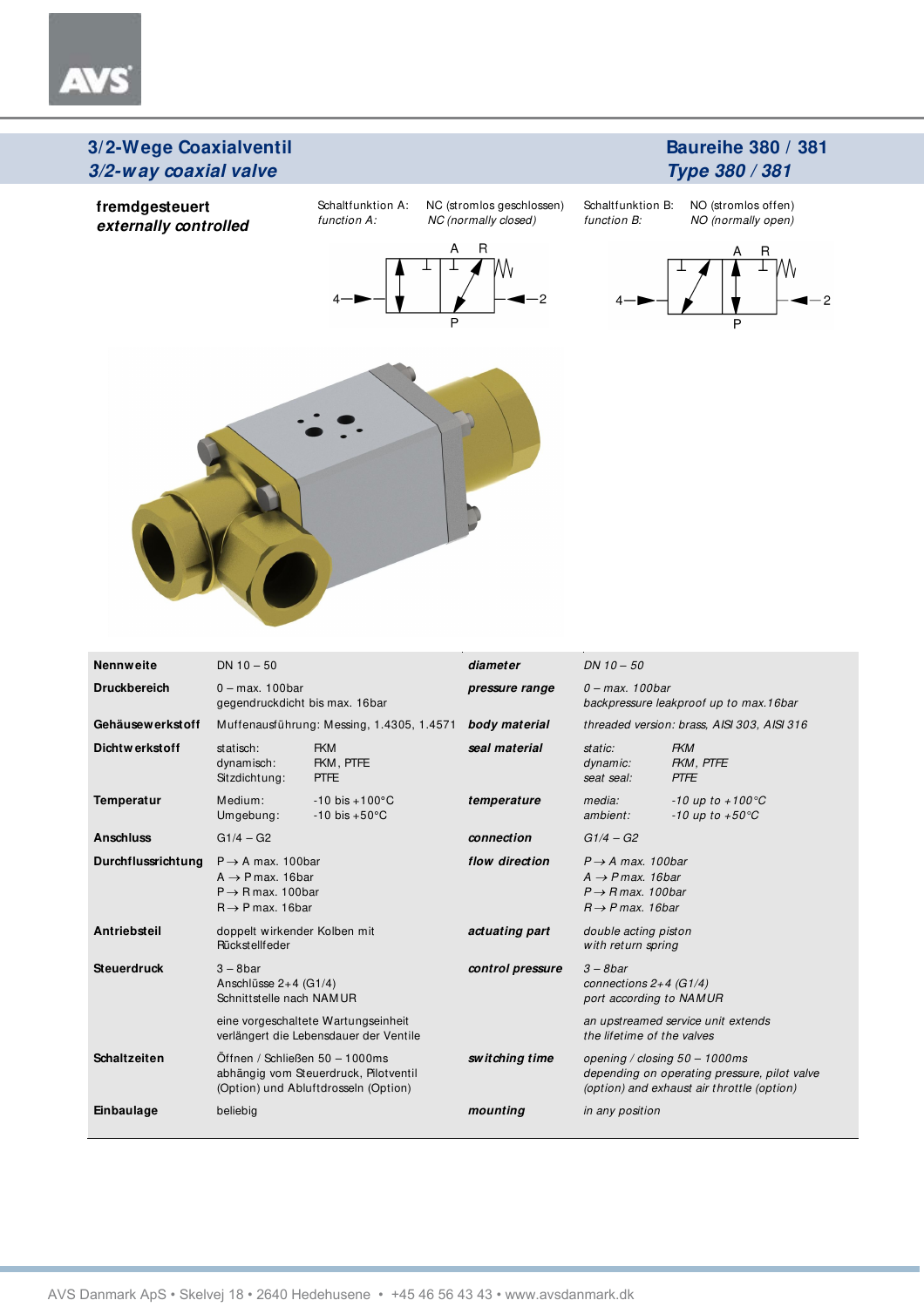# 3/2-Wege Coaxialventil
## *3/2-way coaxial valve*

**Baureihe 380 / 381**
***Type 380 / 381***

**fremdgesteuert**
***externally controlled***

Schaltfunktion A: NC (stromlos geschlossen)
*function A: NC (normally closed)*

Schaltfunktion B: NO (stromlos offen)
*function B: NO (normally open)*

| | | | |
|---|---|---|---|
| **Nennweite** | DN 10 – 50 | ***diameter*** | *DN 10 – 50* |
| **Druckbereich** | 0 – max. 100bar<br>gegendruckdicht bis max. 16bar | ***pressure range*** | *0 – max. 100bar*<br>*backpressure leakproof up to max.16bar* |
| **Gehäusewerkstoff** | Muffenausführung: Messing, 1.4305, 1.4571 | ***body material*** | *threaded version: brass, AISI 303, AISI 316* |
| **Dichtwerkstoff** | statisch: FKM<br>dynamisch: FKM, PTFE<br>Sitzdichtung: PTFE | ***seal material*** | *static: FKM*<br>*dynamic: FKM, PTFE*<br>*seat seal: PTFE* |
| **Temperatur** | Medium: -10 bis +100°C<br>Umgebung: -10 bis +50°C | ***temperature*** | *media: -10 up to +100°C*<br>*ambient: -10 up to +50°C* |
| **Anschluss** | G1/4 – G2 | ***connection*** | *G1/4 – G2* |
| **Durchflussrichtung** | P → A max. 100bar<br>A → P max. 16bar<br>P → R max. 100bar<br>R → P max. 16bar | ***flow direction*** | *P → A max. 100bar*<br>*A → P max. 16bar*<br>*P → R max. 100bar*<br>*R → P max. 16bar* |
| **Antriebsteil** | doppelt wirkender Kolben mit Rückstellfeder | ***actuating part*** | *double acting piston with return spring* |
| **Steuerdruck** | 3 – 8bar<br>Anschlüsse 2+4 (G1/4)<br>Schnittstelle nach NAMUR<br><br>eine vorgeschaltete Wartungseinheit verlängert die Lebensdauer der Ventile | ***control pressure*** | *3 – 8bar*<br>*connections 2+4 (G1/4)*<br>*port according to NAMUR*<br><br>*an upstreamed service unit extends the lifetime of the valves* |
| **Schaltzeiten** | Öffnen / Schließen 50 – 1000ms<br>abhängig von Steuerdruck, Pilotventil (Option) und Abluftdrosseln (Option) | ***switching time*** | *opening / closing 50 – 1000ms*<br>*depending on operating pressure, pilot valve (option) and exhaust air throttle (option)* |
| **Einbaulage** | beliebig | ***mounting*** | *in any position* |

AVS Danmark ApS • Skelvej 18 • 2640 Hedehusene • +45 46 56 43 43 • www.avsdanmark.dk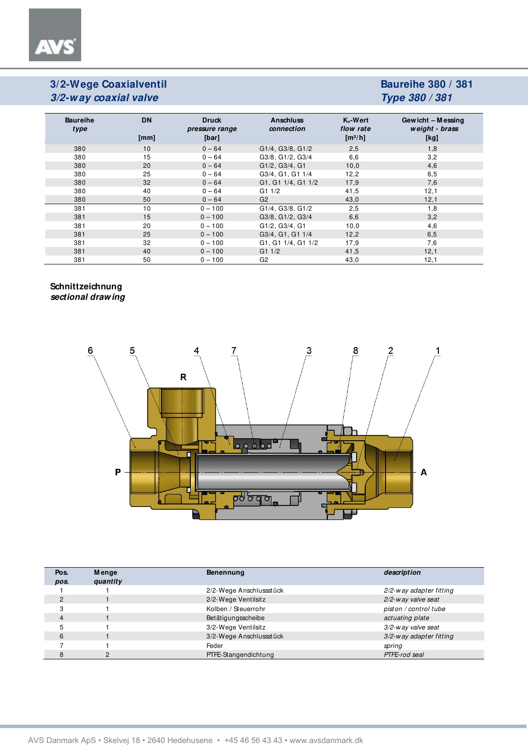## 3/2-Wege Coaxialventil
## *3/2-way coaxial valve*

## Baureihe 380 / 381
## *Type 380 / 381*

| Baureihe *type* | DN [mm] | Druck *pressure range* [bar] | Anschluss *connection* | $K_v$-Wert *flow rate* [m³/h] | Gewicht – Messing *weight - brass* [kg] |
|---|---|---|---|---|---|
| 380 | 10 | 0 – 64 | G1/4, G3/8, G1/2 | 2,5 | 1,8 |
| 380 | 15 | 0 – 64 | G3/8, G1/2, G3/4 | 6,6 | 3,2 |
| 380 | 20 | 0 – 64 | G1/2, G3/4, G1 | 10,0 | 4,6 |
| 380 | 25 | 0 – 64 | G3/4, G1, G1 1/4 | 12,2 | 6,5 |
| 380 | 32 | 0 – 64 | G1, G1 1/4, G1 1/2 | 17,9 | 7,6 |
| 380 | 40 | 0 – 64 | G1 1/2 | 41,5 | 12,1 |
| 380 | 50 | 0 – 64 | G2 | 43,0 | 12,1 |
| 381 | 10 | 0 – 100 | G1/4, G3/8, G1/2 | 2,5 | 1,8 |
| 381 | 15 | 0 – 100 | G3/8, G1/2, G3/4 | 6,6 | 3,2 |
| 381 | 20 | 0 – 100 | G1/2, G3/4, G1 | 10,0 | 4,6 |
| 381 | 25 | 0 – 100 | G3/4, G1, G1 1/4 | 12,2 | 6,5 |
| 381 | 32 | 0 – 100 | G1, G1 1/4, G1 1/2 | 17,9 | 7,6 |
| 381 | 40 | 0 – 100 | G1 1/2 | 41,5 | 12,1 |
| 381 | 50 | 0 – 100 | G2 | 43,0 | 12,1 |

### Schnittzeichnung
### *sectional drawing*

| Pos. *pos.* | Menge *quantity* | Benennung | *description* |
|---|---|---|---|
| 1 | 1 | 2/2-Wege Anschlussstück | *2/2-way adapter fitting* |
| 2 | 1 | 2/2-Wege Ventilsitz | *2/2-way valve seat* |
| 3 | 1 | Kolben / Steuerrohr | *piston / control tube* |
| 4 | 1 | Betätigungsscheibe | *actuating plate* |
| 5 | 1 | 3/2-Wege Ventilsitz | *3/2-way valve seat* |
| 6 | 1 | 3/2-Wege Anschlussstück | *3/2-way adapter fitting* |
| 7 | 1 | Feder | *spring* |
| 8 | 2 | PTFE-Stangendichtung | *PTFE-rod seal* |

AVS Danmark ApS • Skelvej 18 • 2640 Hedehusene • +45 46 56 43 43 • www.avsdanmark.dk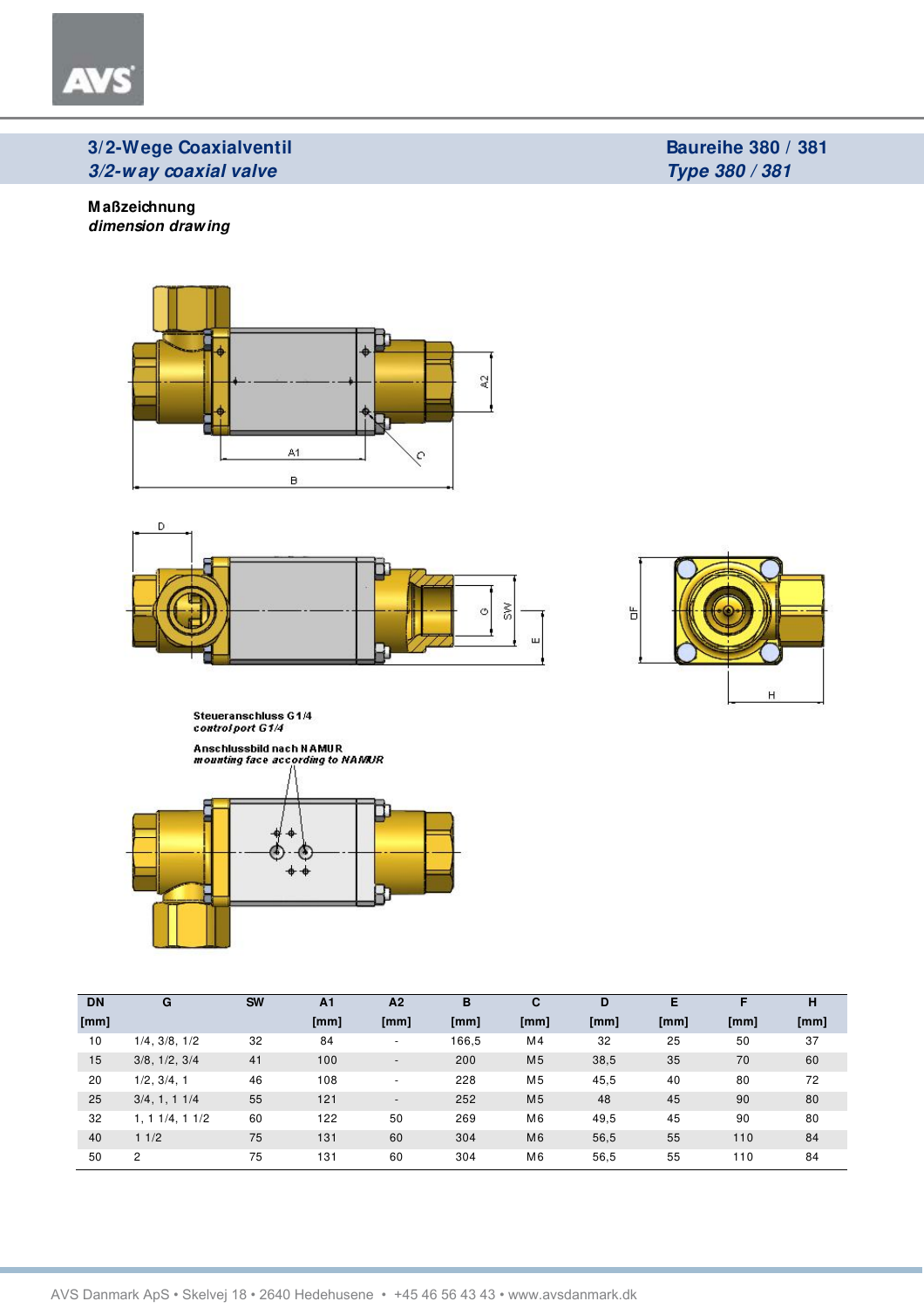## 3/2-Wege Coaxialventil
## *3/2-way coaxial valve*

**Baureihe 380 / 381**
***Type 380 / 381***

**Maßzeichnung**
*dimension drawing*

**Steueranschluss G1/4**
***control port G1/4***

**Anschlussbild nach NAMUR**
***mounting face according to NAMUR***

| DN [mm] | G | SW | A1 [mm] | A2 [mm] | B [mm] | C [mm] | D [mm] | E [mm] | F [mm] | H [mm] |
|---|---|---|---|---|---|---|---|---|---|---|
| 10 | 1/4, 3/8, 1/2 | 32 | 84 | - | 166,5 | M4 | 32 | 25 | 50 | 37 |
| 15 | 3/8, 1/2, 3/4 | 41 | 100 | - | 200 | M5 | 38,5 | 35 | 70 | 60 |
| 20 | 1/2, 3/4, 1 | 46 | 108 | - | 228 | M5 | 45,5 | 40 | 80 | 72 |
| 25 | 3/4, 1, 1 1/4 | 55 | 121 | - | 252 | M5 | 48 | 45 | 90 | 80 |
| 32 | 1, 1 1/4, 1 1/2 | 60 | 122 | 50 | 269 | M6 | 49,5 | 45 | 90 | 80 |
| 40 | 1 1/2 | 75 | 131 | 60 | 304 | M6 | 56,5 | 55 | 110 | 84 |
| 50 | 2 | 75 | 131 | 60 | 304 | M6 | 56,5 | 55 | 110 | 84 |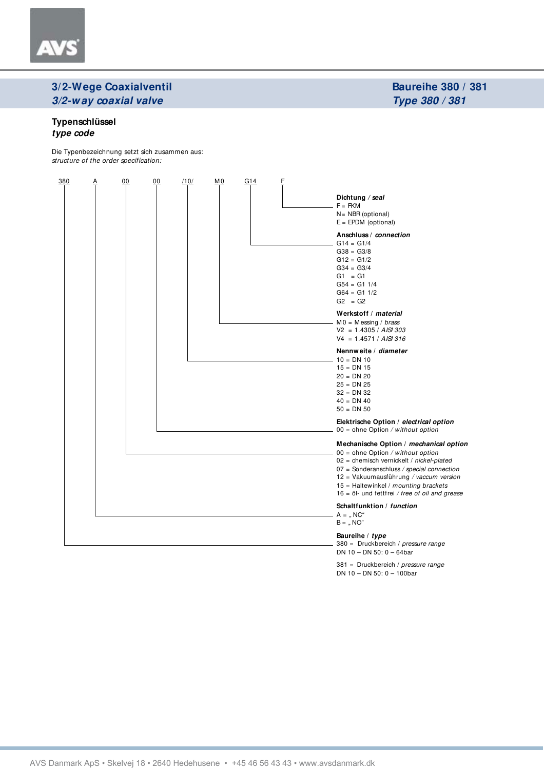## 3/2-Wege Coaxialventil
## *3/2-way coaxial valve*

## Baureihe 380 / 381
## *Type 380 / 381*

### Typenschlüssel
### *type code*

Die Typenbezeichnung setzt sich zusammen aus:
*structure of the order specification:*

380 A 00 00 /10/ M0 G14 F

**Dichtung** / ***seal***
F = FKM
N = NBR (optional)
E = EPDM (optional)

**Anschluss** / ***connection***
G14 = G1/4
G38 = G3/8
G12 = G1/2
G34 = G3/4
G1 = G1
G54 = G1 1/4
G64 = G1 1/2
G2 = G2

**Werkstoff** / ***material***
M0 = Messing / *brass*
V2 = 1.4305 / *AISI 303*
V4 = 1.4571 / *AISI 316*

**Nennweite** / ***diameter***
10 = DN 10
15 = DN 15
20 = DN 20
25 = DN 25
32 = DN 32
40 = DN 40
50 = DN 50

**Elektrische Option** / ***electrical option***
00 = ohne Option / *without option*

**Mechanische Option** / ***mechanical option***
00 = ohne Option / *without option*
02 = chemisch vernickelt / *nickel-plated*
07 = Sonderanschluss / *special connection*
12 = Vakuumausführung / *vaccum version*
15 = Haltewinkel / *mounting brackets*
16 = öl- und fettfrei / *free of oil and grease*

**Schaltfunktion** / ***function***
A = „NC"
B = „NO"

**Baureihe** / ***type***
380 = Druckbereich / *pressure range*
DN 10 – DN 50: 0 – 64bar

381 = Druckbereich / *pressure range*
DN 10 – DN 50: 0 – 100bar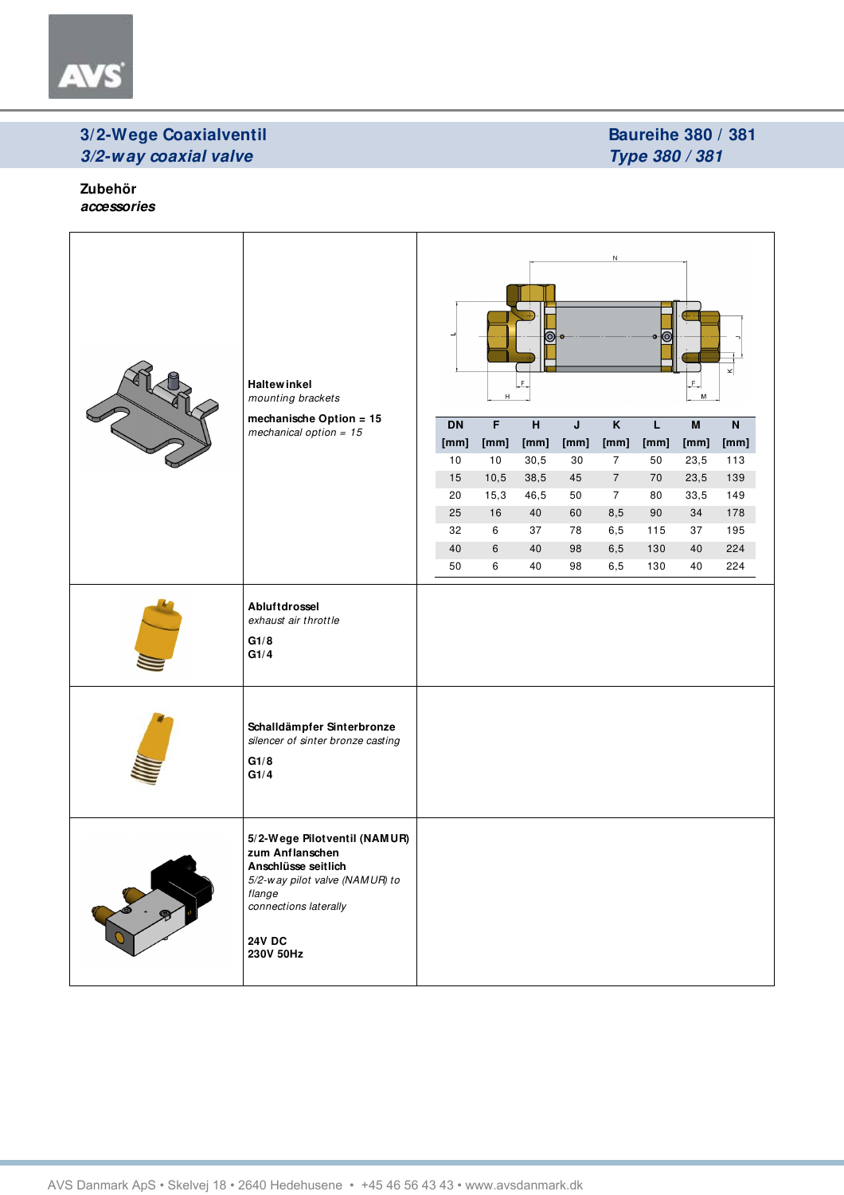## 3/2-Wege Coaxialventil

## *3/2-way coaxial valve*

**Baureihe 380 / 381**
***Type 380 / 381***

**Zubehör**
***accessories***

**Haltewinkel**
*mounting brackets*

**mechanische Option = 15**
*mechanical option = 15*

| DN [mm] | F [mm] | H [mm] | J [mm] | K [mm] | L [mm] | M [mm] | N [mm] |
|---|---|---|---|---|---|---|---|
| 10 | 10 | 30,5 | 30 | 7 | 50 | 23,5 | 113 |
| 15 | 10,5 | 38,5 | 45 | 7 | 70 | 23,5 | 139 |
| 20 | 15,3 | 46,5 | 50 | 7 | 80 | 33,5 | 149 |
| 25 | 16 | 40 | 60 | 8,5 | 90 | 34 | 178 |
| 32 | 6 | 37 | 78 | 6,5 | 115 | 37 | 195 |
| 40 | 6 | 40 | 98 | 6,5 | 130 | 40 | 224 |
| 50 | 6 | 40 | 98 | 6,5 | 130 | 40 | 224 |

**Abluftdrossel**
*exhaust air throttle*

**G1/8**
**G1/4**

**Schalldämpfer Sinterbronze**
*silencer of sinter bronze casting*

**G1/8**
**G1/4**

**5/2-Wege Pilotventil (NAMUR) zum Anflanschen Anschlüsse seitlich**
*5/2-way pilot valve (NAMUR) to flange*
*connections laterally*

**24V DC**
**230V 50Hz**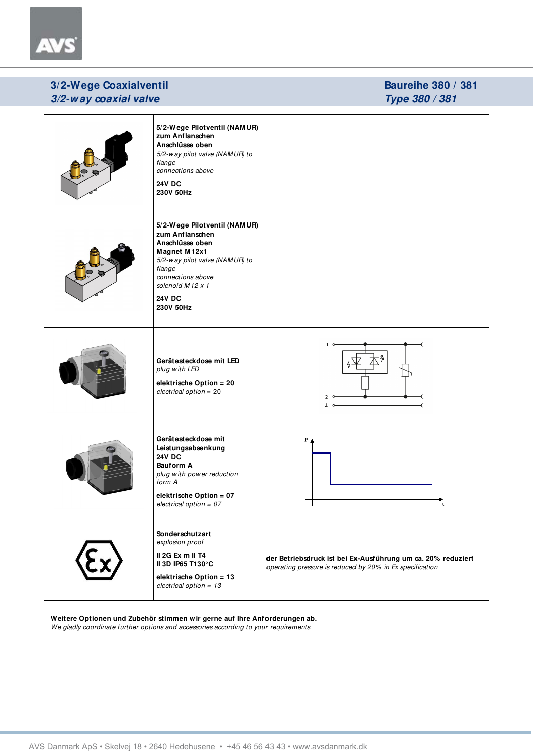## 3/2-Wege Coaxialventil
## *3/2-way coaxial valve*

**Baureihe 380 / 381**
***Type 380 / 381***

| | | |
|---|---|---|
| | **5/2-Wege Pilotventil (NAMUR) zum Anflanschen Anschlüsse oben**<br>*5/2-way pilot valve (NAMUR) to flange connections above*<br>**24V DC**<br>**230V 50Hz** | |
| | **5/2-Wege Pilotventil (NAMUR) zum Anflanschen Anschlüsse oben Magnet M12x1**<br>*5/2-way pilot valve (NAMUR) to flange connections above solenoid M 12 x 1*<br>**24V DC**<br>**230V 50Hz** | |
| | **Gerätesteckdose mit LED**<br>*plug with LED*<br>**elektrische Option = 20**<br>*electrical option = 20* | 1<br>2<br>⊥ |
| | **Gerätesteckdose mit Leistungsabsenkung 24V DC Bauform A**<br>*plug with power reduction form A*<br>**elektrische Option = 07**<br>*electrical option = 07* | P<br>t |
| | **Sonderschutzart**<br>*explosion proof*<br>**II 2G Ex m II T4**<br>**II 3D IP65 T130°C**<br>**elektrische Option = 13**<br>*electrical option = 13* | **der Betriebsdruck ist bei Ex-Ausführung um ca. 20% reduziert**<br>*operating pressure is reduced by 20% in Ex specification* |

**Weitere Optionen und Zubehör stimmen wir gerne auf Ihre Anforderungen ab.**
*We gladly coordinate further options and accessories according to your requirements.*

AVS Danmark ApS • Skelvej 18 • 2640 Hedehusene • +45 46 56 43 43 • www.avsdanmark.dk